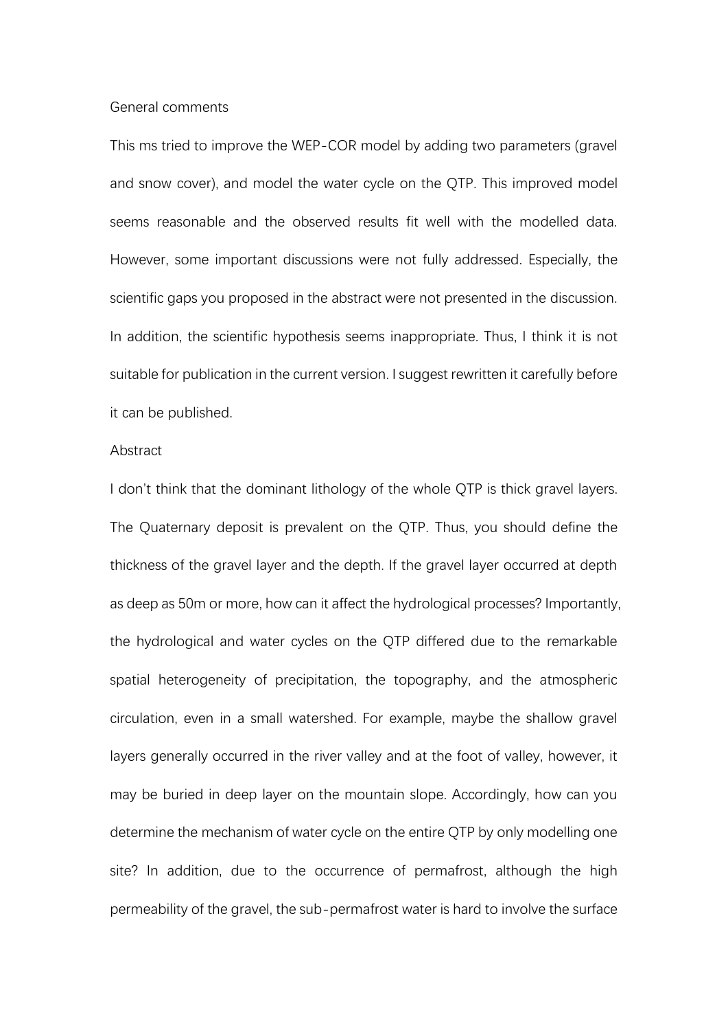General comments

This ms tried to improve the WEP-COR model by adding two parameters (gravel and snow cover), and model the water cycle on the QTP. This improved model seems reasonable and the observed results fit well with the modelled data. However, some important discussions were not fully addressed. Especially, the scientific gaps you proposed in the abstract were not presented in the discussion. In addition, the scientific hypothesis seems inappropriate. Thus, I think it is not suitable for publication in the current version. I suggest rewritten it carefully before it can be published.

Abstract

I don't think that the dominant lithology of the whole QTP is thick gravel layers. The Quaternary deposit is prevalent on the QTP. Thus, you should define the thickness of the gravel layer and the depth. If the gravel layer occurred at depth as deep as 50m or more, how can it affect the hydrological processes? Importantly, the hydrological and water cycles on the QTP differed due to the remarkable spatial heterogeneity of precipitation, the topography, and the atmospheric circulation, even in a small watershed. For example, maybe the shallow gravel layers generally occurred in the river valley and at the foot of valley, however, it may be buried in deep layer on the mountain slope. Accordingly, how can you determine the mechanism of water cycle on the entire QTP by only modelling one site? In addition, due to the occurrence of permafrost, although the high permeability of the gravel, the sub-permafrost water is hard to involve the surface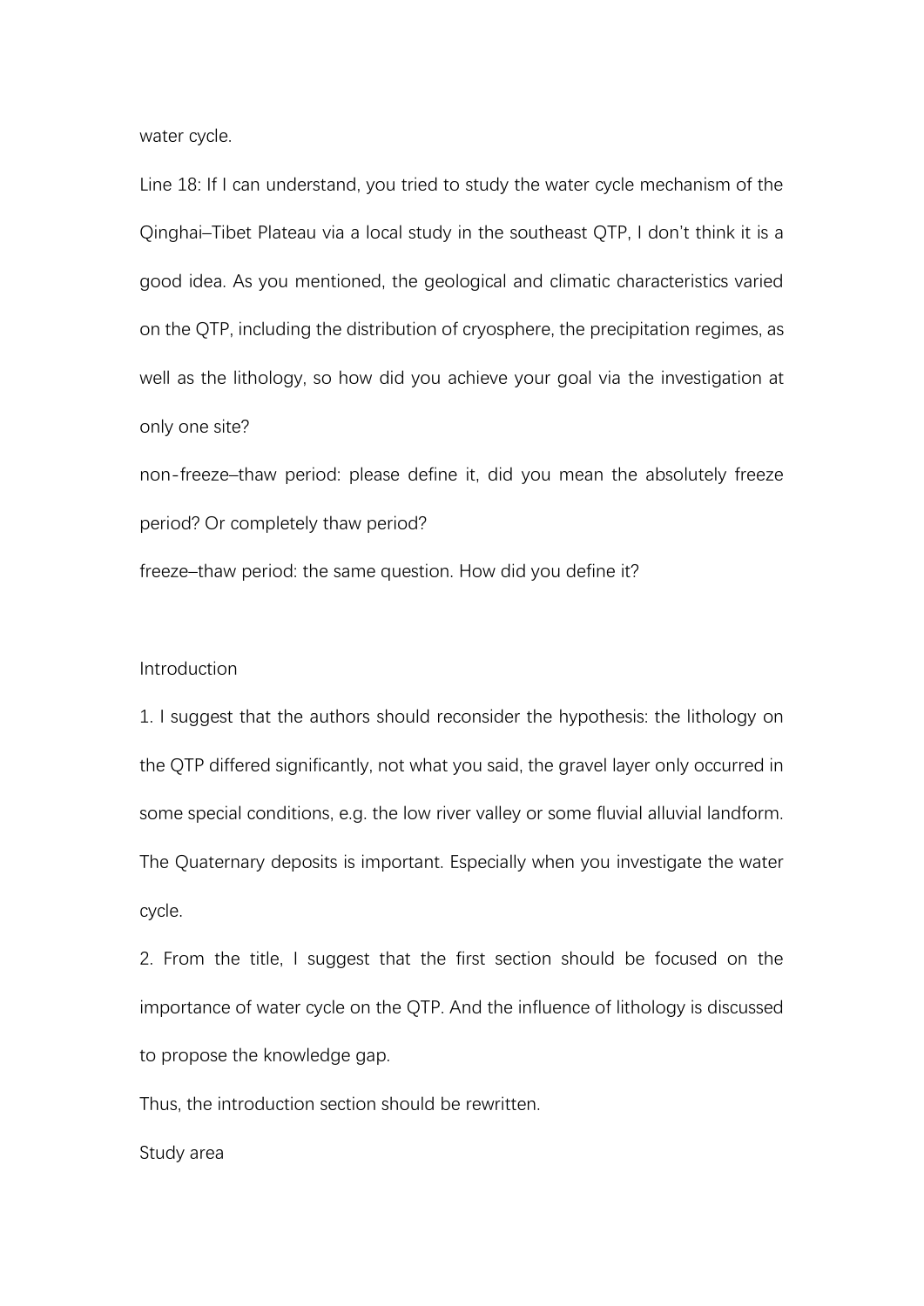water cycle.

Line 18: If I can understand, you tried to study the water cycle mechanism of the Qinghai–Tibet Plateau via a local study in the southeast QTP, I don't think it is a good idea. As you mentioned, the geological and climatic characteristics varied on the QTP, including the distribution of cryosphere, the precipitation regimes, as well as the lithology, so how did you achieve your goal via the investigation at only one site?

non-freeze–thaw period: please define it, did you mean the absolutely freeze period? Or completely thaw period?

freeze–thaw period: the same question. How did you define it?

## Introduction

1. I suggest that the authors should reconsider the hypothesis: the lithology on the QTP differed significantly, not what you said, the gravel layer only occurred in some special conditions, e.g. the low river valley or some fluvial alluvial landform. The Quaternary deposits is important. Especially when you investigate the water cycle.

2. From the title, I suggest that the first section should be focused on the importance of water cycle on the QTP. And the influence of lithology is discussed to propose the knowledge gap.

Thus, the introduction section should be rewritten.

## Study area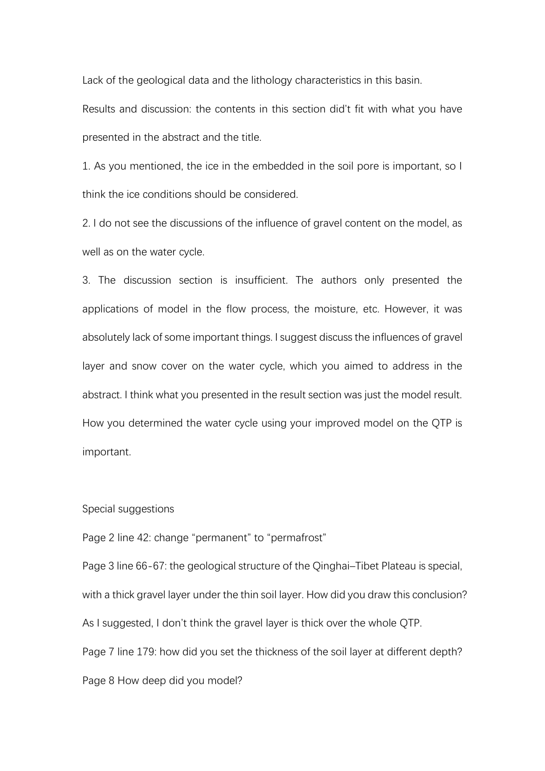Lack of the geological data and the lithology characteristics in this basin.

Results and discussion: the contents in this section did't fit with what you have presented in the abstract and the title.

1. As you mentioned, the ice in the embedded in the soil pore is important, so I think the ice conditions should be considered.

2. I do not see the discussions of the influence of gravel content on the model, as well as on the water cycle.

3. The discussion section is insufficient. The authors only presented the applications of model in the flow process, the moisture, etc. However, it was absolutely lack of some important things. I suggest discuss the influences of gravel layer and snow cover on the water cycle, which you aimed to address in the abstract. I think what you presented in the result section was just the model result. How you determined the water cycle using your improved model on the QTP is important.

Special suggestions

Page 2 line 42: change "permanent" to "permafrost"

Page 3 line 66-67: the geological structure of the Qinghai–Tibet Plateau is special, with a thick gravel layer under the thin soil layer. How did you draw this conclusion? As I suggested, I don't think the gravel layer is thick over the whole QTP.

Page 7 line 179: how did you set the thickness of the soil layer at different depth?

Page 8 How deep did you model?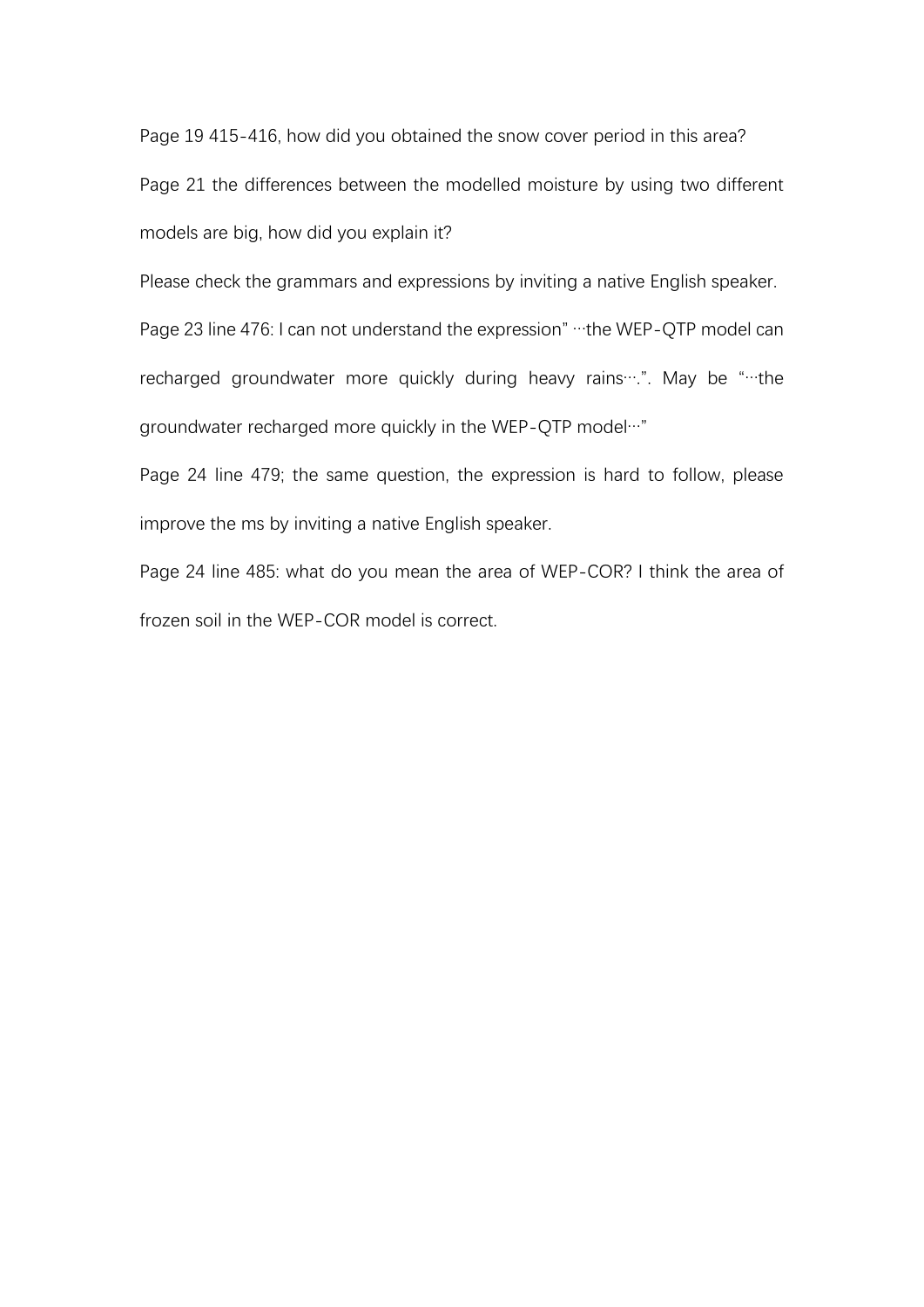Page 19 415-416, how did you obtained the snow cover period in this area?

Page 21 the differences between the modelled moisture by using two different models are big, how did you explain it?

Please check the grammars and expressions by inviting a native English speaker.

Page 23 line 476: I can not understand the expression" …the WEP-QTP model can recharged groundwater more quickly during heavy rains….". May be "…the groundwater recharged more quickly in the WEP-QTP model…"

Page 24 line 479; the same question, the expression is hard to follow, please improve the ms by inviting a native English speaker.

Page 24 line 485: what do you mean the area of WEP-COR? I think the area of frozen soil in the WEP-COR model is correct.